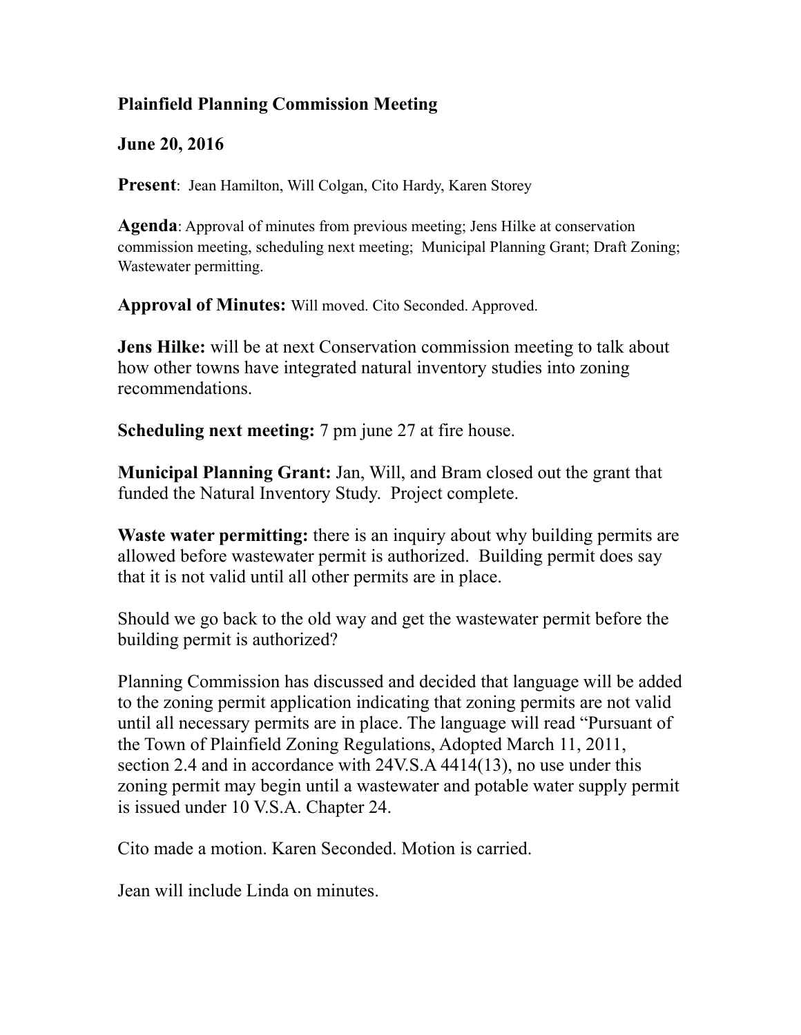**Plainfield Planning Commission Meeting**

**June 20, 2016**

**Present**: Jean Hamilton, Will Colgan, Cito Hardy, Karen Storey

**Agenda**: Approval of minutes from previous meeting; Jens Hilke at conservation commission meeting, scheduling next meeting; Municipal Planning Grant; Draft Zoning; Wastewater permitting.

**Approval of Minutes:** Will moved. Cito Seconded. Approved.

**Jens Hilke:** will be at next Conservation commission meeting to talk about how other towns have integrated natural inventory studies into zoning recommendations.

**Scheduling next meeting:** 7 pm june 27 at fire house.

**Municipal Planning Grant:** Jan, Will, and Bram closed out the grant that funded the Natural Inventory Study. Project complete.

**Waste water permitting:** there is an inquiry about why building permits are allowed before wastewater permit is authorized. Building permit does say that it is not valid until all other permits are in place.

Should we go back to the old way and get the wastewater permit before the building permit is authorized?

Planning Commission has discussed and decided that language will be added to the zoning permit application indicating that zoning permits are not valid until all necessary permits are in place. The language will read "Pursuant of the Town of Plainfield Zoning Regulations, Adopted March 11, 2011, section 2.4 and in accordance with 24V.S.A 4414(13), no use under this zoning permit may begin until a wastewater and potable water supply permit is issued under 10 V.S.A. Chapter 24.

Cito made a motion. Karen Seconded. Motion is carried.

Jean will include Linda on minutes.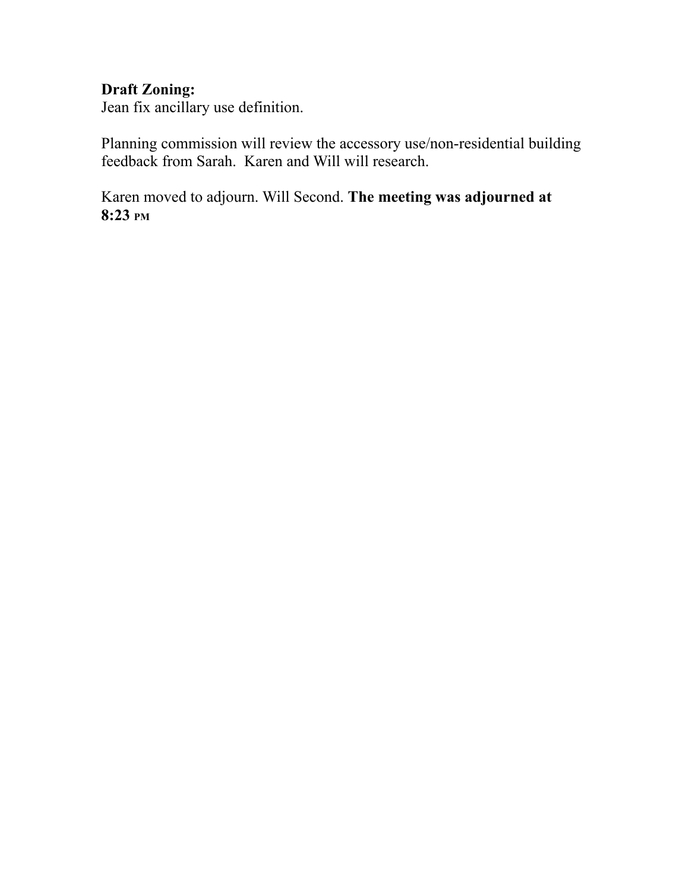**Draft Zoning:**
Jean fix ancillary use definition.

Planning commission will review the accessory use/non-residential building feedback from Sarah. Karen and Will will research.

Karen moved to adjourn. Will Second. **The meeting was adjourned at 8:23 PM**